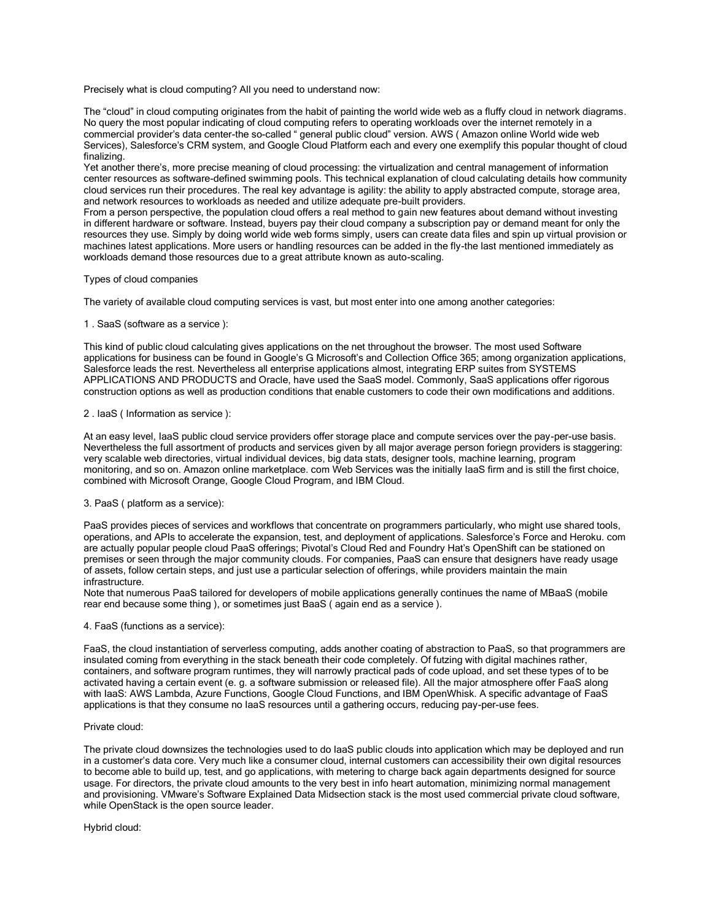Precisely what is cloud computing? All you need to understand now:

The "cloud" in cloud computing originates from the habit of painting the world wide web as a fluffy cloud in network diagrams. No query the most popular indicating of cloud computing refers to operating workloads over the internet remotely in a commercial provider's data center–the so-called " general public cloud" version. AWS ( Amazon online World wide web Services), Salesforce's CRM system, and Google Cloud Platform each and every one exemplify this popular thought of cloud finalizing.
Yet another there's, more precise meaning of cloud processing: the virtualization and central management of information center resources as software-defined swimming pools. This technical explanation of cloud calculating details how community cloud services run their procedures. The real key advantage is agility: the ability to apply abstracted compute, storage area, and network resources to workloads as needed and utilize adequate pre-built providers.
From a person perspective, the population cloud offers a real method to gain new features about demand without investing in different hardware or software. Instead, buyers pay their cloud company a subscription pay or demand meant for only the resources they use. Simply by doing world wide web forms simply, users can create data files and spin up virtual provision or machines latest applications. More users or handling resources can be added in the fly–the last mentioned immediately as workloads demand those resources due to a great attribute known as auto-scaling.

Types of cloud companies

The variety of available cloud computing services is vast, but most enter into one among another categories:

1 . SaaS (software as a service ):

This kind of public cloud calculating gives applications on the net throughout the browser. The most used Software applications for business can be found in Google's G Microsoft's and Collection Office 365; among organization applications, Salesforce leads the rest. Nevertheless all enterprise applications almost, integrating ERP suites from SYSTEMS APPLICATIONS AND PRODUCTS and Oracle, have used the SaaS model. Commonly, SaaS applications offer rigorous construction options as well as production conditions that enable customers to code their own modifications and additions.

2 . IaaS ( Information as service ):

At an easy level, IaaS public cloud service providers offer storage place and compute services over the pay-per-use basis. Nevertheless the full assortment of products and services given by all major average person foriegn providers is staggering: very scalable web directories, virtual individual devices, big data stats, designer tools, machine learning, program monitoring, and so on. Amazon online marketplace. com Web Services was the initially IaaS firm and is still the first choice, combined with Microsoft Orange, Google Cloud Program, and IBM Cloud.

3. PaaS ( platform as a service):

PaaS provides pieces of services and workflows that concentrate on programmers particularly, who might use shared tools, operations, and APIs to accelerate the expansion, test, and deployment of applications. Salesforce's Force and Heroku. com are actually popular people cloud PaaS offerings; Pivotal's Cloud Red and Foundry Hat's OpenShift can be stationed on premises or seen through the major community clouds. For companies, PaaS can ensure that designers have ready usage of assets, follow certain steps, and just use a particular selection of offerings, while providers maintain the main infrastructure.
Note that numerous PaaS tailored for developers of mobile applications generally continues the name of MBaaS (mobile rear end because some thing ), or sometimes just BaaS ( again end as a service ).

4. FaaS (functions as a service):

FaaS, the cloud instantiation of serverless computing, adds another coating of abstraction to PaaS, so that programmers are insulated coming from everything in the stack beneath their code completely. Of futzing with digital machines rather, containers, and software program runtimes, they will narrowly practical pads of code upload, and set these types of to be activated having a certain event (e. g. a software submission or released file). All the major atmosphere offer FaaS along with IaaS: AWS Lambda, Azure Functions, Google Cloud Functions, and IBM OpenWhisk. A specific advantage of FaaS applications is that they consume no IaaS resources until a gathering occurs, reducing pay-per-use fees.

Private cloud:

The private cloud downsizes the technologies used to do IaaS public clouds into application which may be deployed and run in a customer's data core. Very much like a consumer cloud, internal customers can accessibility their own digital resources to become able to build up, test, and go applications, with metering to charge back again departments designed for source usage. For directors, the private cloud amounts to the very best in info heart automation, minimizing normal management and provisioning. VMware's Software Explained Data Midsection stack is the most used commercial private cloud software, while OpenStack is the open source leader.

Hybrid cloud: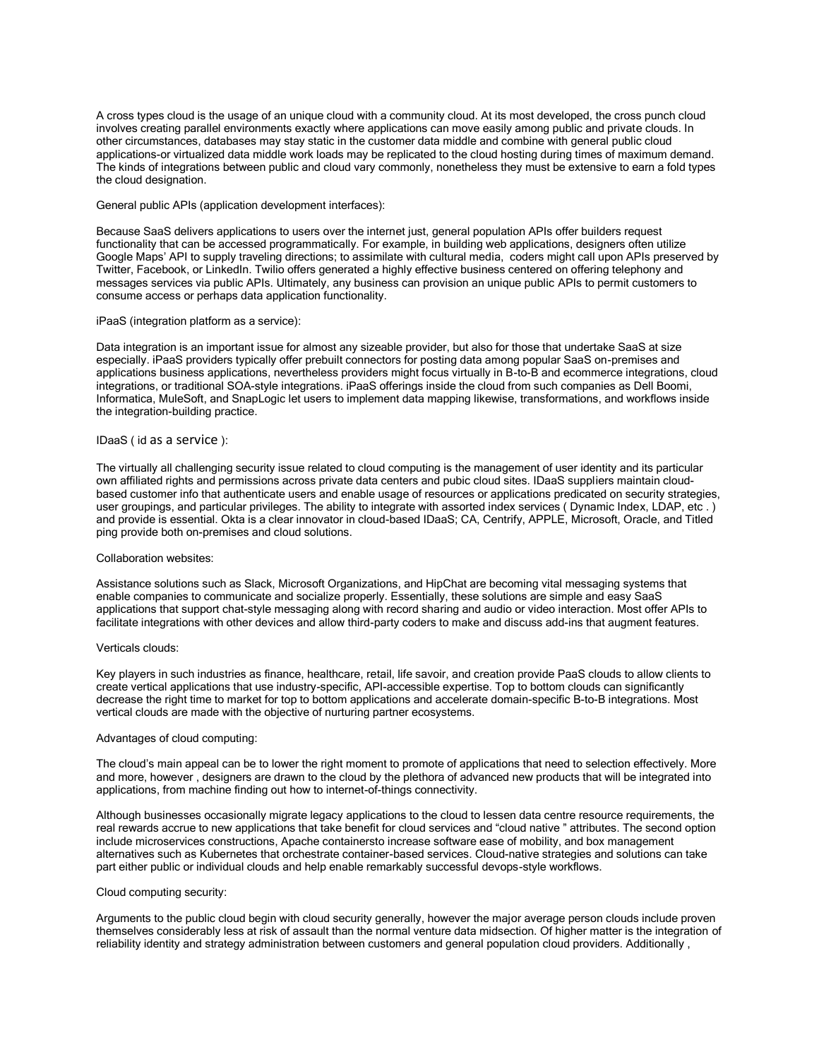A cross types cloud is the usage of an unique cloud with a community cloud. At its most developed, the cross punch cloud involves creating parallel environments exactly where applications can move easily among public and private clouds. In other circumstances, databases may stay static in the customer data middle and combine with general public cloud applications-or virtualized data middle work loads may be replicated to the cloud hosting during times of maximum demand. The kinds of integrations between public and cloud vary commonly, nonetheless they must be extensive to earn a fold types the cloud designation.

General public APIs (application development interfaces):

Because SaaS delivers applications to users over the internet just, general population APIs offer builders request functionality that can be accessed programmatically. For example, in building web applications, designers often utilize Google Maps' API to supply traveling directions; to assimilate with cultural media, coders might call upon APIs preserved by Twitter, Facebook, or LinkedIn. Twilio offers generated a highly effective business centered on offering telephony and messages services via public APIs. Ultimately, any business can provision an unique public APIs to permit customers to consume access or perhaps data application functionality.

iPaaS (integration platform as a service):

Data integration is an important issue for almost any sizeable provider, but also for those that undertake SaaS at size especially. iPaaS providers typically offer prebuilt connectors for posting data among popular SaaS on-premises and applications business applications, nevertheless providers might focus virtually in B-to-B and ecommerce integrations, cloud integrations, or traditional SOA-style integrations. iPaaS offerings inside the cloud from such companies as Dell Boomi, Informatica, MuleSoft, and SnapLogic let users to implement data mapping likewise, transformations, and workflows inside the integration-building practice.

IDaaS ( id as a service ):

The virtually all challenging security issue related to cloud computing is the management of user identity and its particular own affiliated rights and permissions across private data centers and pubic cloud sites. IDaaS suppliers maintain cloud-based customer info that authenticate users and enable usage of resources or applications predicated on security strategies, user groupings, and particular privileges. The ability to integrate with assorted index services ( Dynamic Index, LDAP, etc . ) and provide is essential. Okta is a clear innovator in cloud-based IDaaS; CA, Centrify, APPLE, Microsoft, Oracle, and Titled ping provide both on-premises and cloud solutions.

Collaboration websites:

Assistance solutions such as Slack, Microsoft Organizations, and HipChat are becoming vital messaging systems that enable companies to communicate and socialize properly. Essentially, these solutions are simple and easy SaaS applications that support chat-style messaging along with record sharing and audio or video interaction. Most offer APIs to facilitate integrations with other devices and allow third-party coders to make and discuss add-ins that augment features.

Verticals clouds:

Key players in such industries as finance, healthcare, retail, life savoir, and creation provide PaaS clouds to allow clients to create vertical applications that use industry-specific, API-accessible expertise. Top to bottom clouds can significantly decrease the right time to market for top to bottom applications and accelerate domain-specific B-to-B integrations. Most vertical clouds are made with the objective of nurturing partner ecosystems.

Advantages of cloud computing:

The cloud's main appeal can be to lower the right moment to promote of applications that need to selection effectively. More and more, however , designers are drawn to the cloud by the plethora of advanced new products that will be integrated into applications, from machine finding out how to internet-of-things connectivity.

Although businesses occasionally migrate legacy applications to the cloud to lessen data centre resource requirements, the real rewards accrue to new applications that take benefit for cloud services and "cloud native " attributes. The second option include microservices constructions, Apache containersto increase software ease of mobility, and box management alternatives such as Kubernetes that orchestrate container-based services. Cloud-native strategies and solutions can take part either public or individual clouds and help enable remarkably successful devops-style workflows.

Cloud computing security:

Arguments to the public cloud begin with cloud security generally, however the major average person clouds include proven themselves considerably less at risk of assault than the normal venture data midsection. Of higher matter is the integration of reliability identity and strategy administration between customers and general population cloud providers. Additionally ,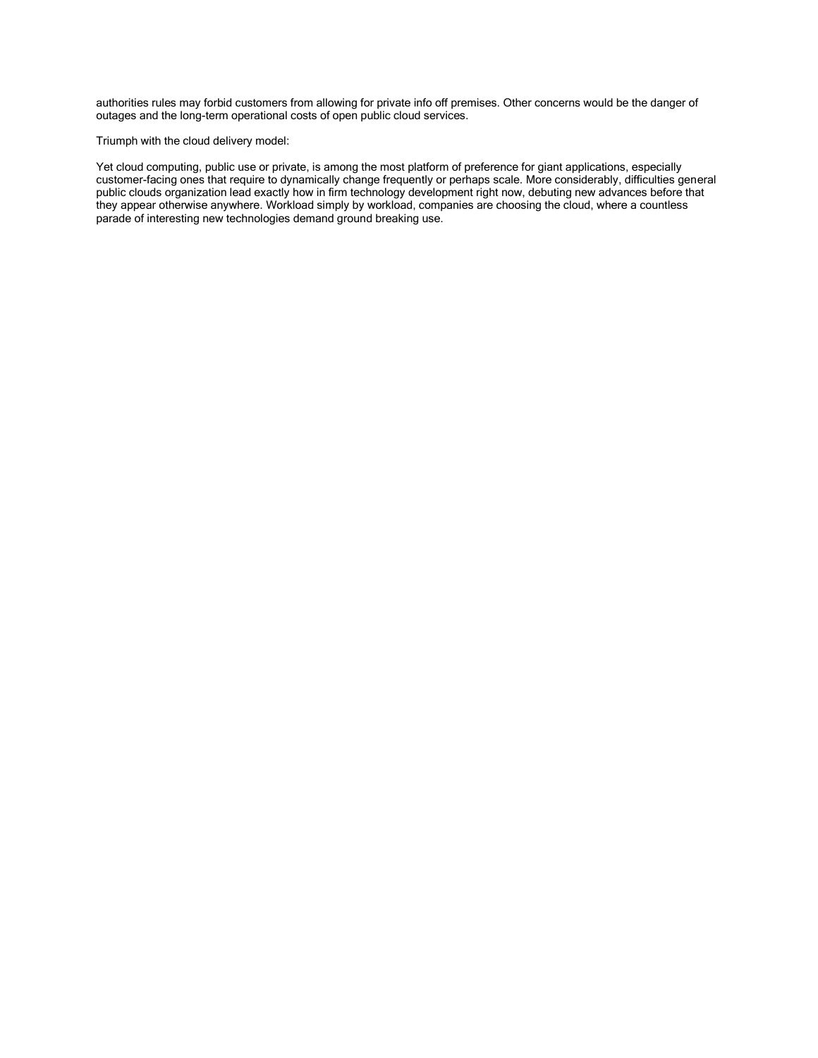authorities rules may forbid customers from allowing for private info off premises. Other concerns would be the danger of outages and the long-term operational costs of open public cloud services.

Triumph with the cloud delivery model:

Yet cloud computing, public use or private, is among the most platform of preference for giant applications, especially customer-facing ones that require to dynamically change frequently or perhaps scale. More considerably, difficulties general public clouds organization lead exactly how in firm technology development right now, debuting new advances before that they appear otherwise anywhere. Workload simply by workload, companies are choosing the cloud, where a countless parade of interesting new technologies demand ground breaking use.